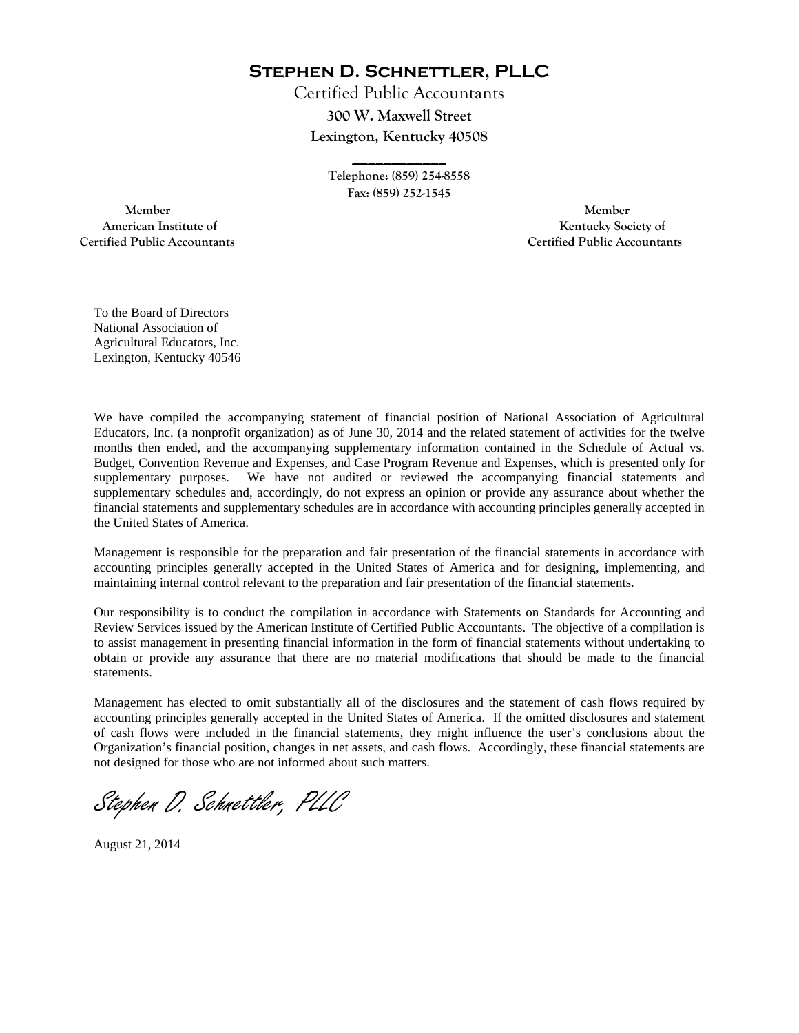# Stephen D. Schnettler, PLLC

Certified Public Accountants

**300 W. Maxwell Street**

**Lexington, Kentucky 40508**

---

Telephone: (859) 254-8558

Fax: (859) 252-1545

Member
American Institute of
Certified Public Accountants

Member
Kentucky Society of
Certified Public Accountants

To the Board of Directors
National Association of
Agricultural Educators, Inc.
Lexington, Kentucky 40546

We have compiled the accompanying statement of financial position of National Association of Agricultural Educators, Inc. (a nonprofit organization) as of June 30, 2014 and the related statement of activities for the twelve months then ended, and the accompanying supplementary information contained in the Schedule of Actual vs. Budget, Convention Revenue and Expenses, and Case Program Revenue and Expenses, which is presented only for supplementary purposes. We have not audited or reviewed the accompanying financial statements and supplementary schedules and, accordingly, do not express an opinion or provide any assurance about whether the financial statements and supplementary schedules are in accordance with accounting principles generally accepted in the United States of America.

Management is responsible for the preparation and fair presentation of the financial statements in accordance with accounting principles generally accepted in the United States of America and for designing, implementing, and maintaining internal control relevant to the preparation and fair presentation of the financial statements.

Our responsibility is to conduct the compilation in accordance with Statements on Standards for Accounting and Review Services issued by the American Institute of Certified Public Accountants. The objective of a compilation is to assist management in presenting financial information in the form of financial statements without undertaking to obtain or provide any assurance that there are no material modifications that should be made to the financial statements.

Management has elected to omit substantially all of the disclosures and the statement of cash flows required by accounting principles generally accepted in the United States of America. If the omitted disclosures and statement of cash flows were included in the financial statements, they might influence the user's conclusions about the Organization's financial position, changes in net assets, and cash flows. Accordingly, these financial statements are not designed for those who are not informed about such matters.

*Stephen D. Schnettler, PLLC*

August 21, 2014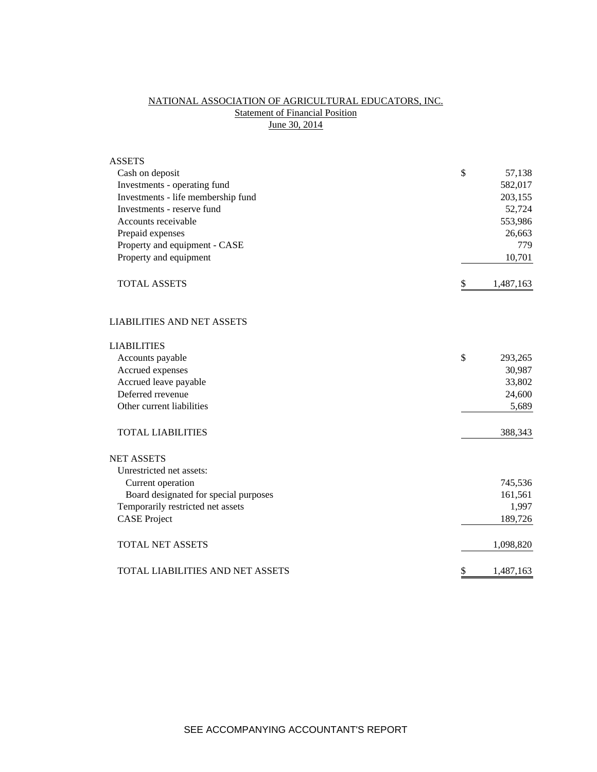# NATIONAL ASSOCIATION OF AGRICULTURAL EDUCATORS, INC.
## Statement of Financial Position
### June 30, 2014

| | |
|---|---|
| **ASSETS** | |
| Cash on deposit | $ 57,138 |
| Investments - operating fund | 582,017 |
| Investments - life membership fund | 203,155 |
| Investments - reserve fund | 52,724 |
| Accounts receivable | 553,986 |
| Prepaid expenses | 26,663 |
| Property and equipment - CASE | 779 |
| Property and equipment | 10,701 |
| TOTAL ASSETS | $ 1,487,163 |
| | |
| **LIABILITIES AND NET ASSETS** | |
| | |
| **LIABILITIES** | |
| Accounts payable | $ 293,265 |
| Accrued expenses | 30,987 |
| Accrued leave payable | 33,802 |
| Deferred rrevenue | 24,600 |
| Other current liabilities | 5,689 |
| TOTAL LIABILITIES | 388,343 |
| | |
| **NET ASSETS** | |
| Unrestricted net assets: | |
| Current operation | 745,536 |
| Board designated for special purposes | 161,561 |
| Temporarily restricted net assets | 1,997 |
| CASE Project | 189,726 |
| TOTAL NET ASSETS | 1,098,820 |
| | |
| TOTAL LIABILITIES AND NET ASSETS | $ 1,487,163 |

SEE ACCOMPANYING ACCOUNTANT'S REPORT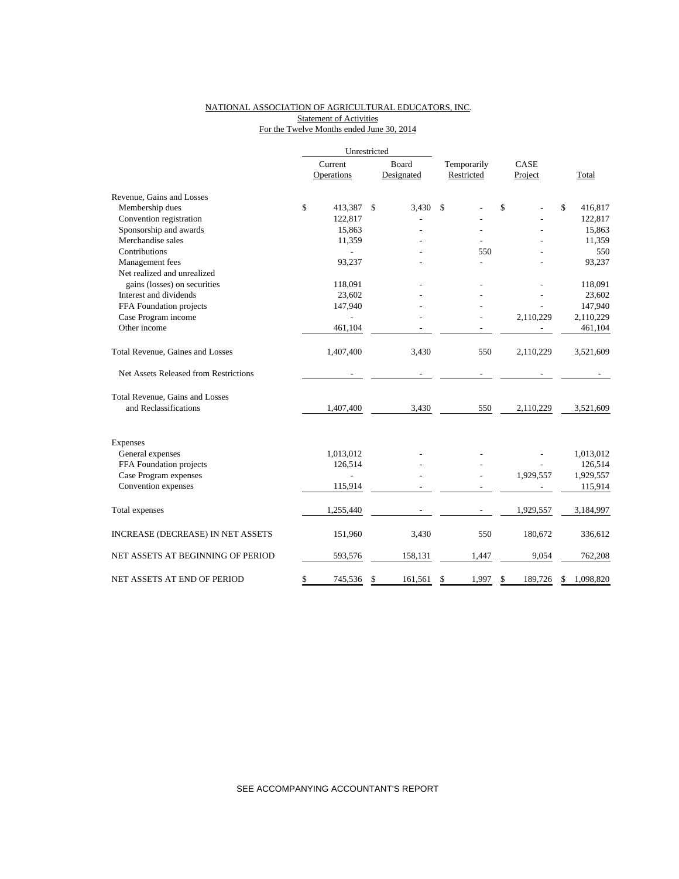NATIONAL ASSOCIATION OF AGRICULTURAL EDUCATORS, INC.
Statement of Activities
For the Twelve Months ended June 30, 2014

| | Unrestricted | | | | |
|---|---|---|---|---|---|
| | Current Operations | Board Designated | Temporarily Restricted | CASE Project | Total |
| Revenue, Gains and Losses | | | | | |
| Membership dues | $ 413,387 | $ 3,430 | $ - | $ - | $ 416,817 |
| Convention registration | 122,817 | - | - | - | 122,817 |
| Sponsorship and awards | 15,863 | - | - | - | 15,863 |
| Merchandise sales | 11,359 | - | - | - | 11,359 |
| Contributions | - | - | 550 | - | 550 |
| Management fees | 93,237 | - | - | - | 93,237 |
| Net realized and unrealized gains (losses) on securities | 118,091 | - | - | - | 118,091 |
| Interest and dividends | 23,602 | - | - | - | 23,602 |
| FFA Foundation projects | 147,940 | - | - | - | 147,940 |
| Case Program income | - | - | - | 2,110,229 | 2,110,229 |
| Other income | 461,104 | - | - | - | 461,104 |
| Total Revenue, Gaines and Losses | 1,407,400 | 3,430 | 550 | 2,110,229 | 3,521,609 |
| Net Assets Released from Restrictions | - | - | - | - | - |
| Total Revenue, Gains and Losses and Reclassifications | 1,407,400 | 3,430 | 550 | 2,110,229 | 3,521,609 |
| Expenses | | | | | |
| General expenses | 1,013,012 | - | - | - | 1,013,012 |
| FFA Foundation projects | 126,514 | - | - | - | 126,514 |
| Case Program expenses | - | - | - | 1,929,557 | 1,929,557 |
| Convention expenses | 115,914 | - | - | - | 115,914 |
| Total expenses | 1,255,440 | - | - | 1,929,557 | 3,184,997 |
| INCREASE (DECREASE) IN NET ASSETS | 151,960 | 3,430 | 550 | 180,672 | 336,612 |
| NET ASSETS AT BEGINNING OF PERIOD | 593,576 | 158,131 | 1,447 | 9,054 | 762,208 |
| NET ASSETS AT END OF PERIOD | $ 745,536 | $ 161,561 | $ 1,997 | $ 189,726 | $ 1,098,820 |

SEE ACCOMPANYING ACCOUNTANT'S REPORT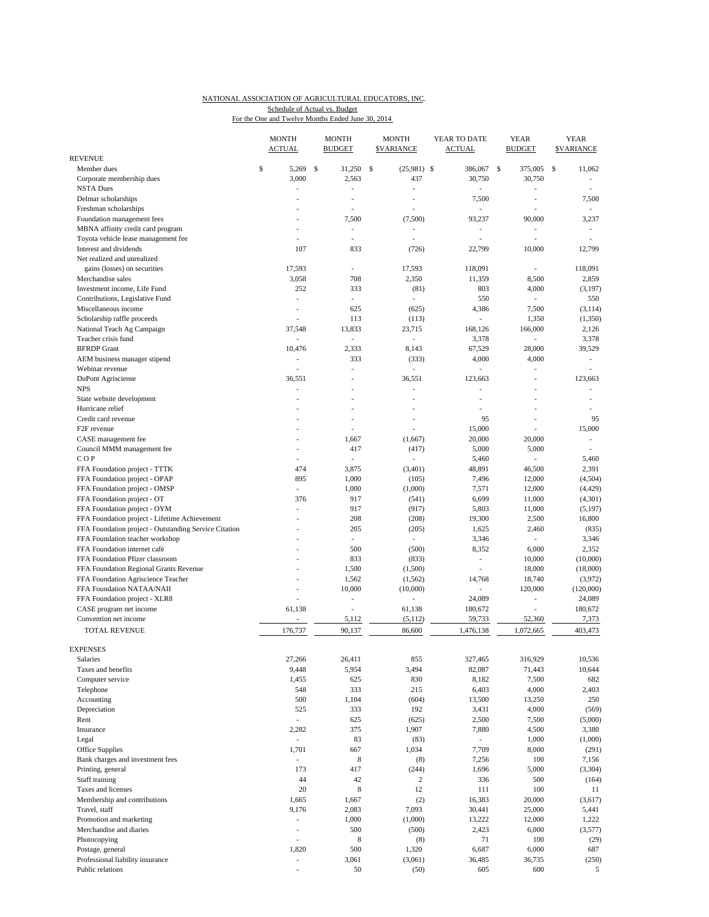NATIONAL ASSOCIATION OF AGRICULTURAL EDUCATORS, INC.

Schedule of Actual vs. Budget

For the One and Twelve Months Ended June 30, 2014

| | MONTH ACTUAL | MONTH BUDGET | MONTH $VARIANCE | YEAR TO DATE ACTUAL | YEAR BUDGET | YEAR $VARIANCE |
|---|---|---|---|---|---|---|
| REVENUE | | | | | | |
| Member dues | $ 5,269 | $ 31,250 | $ (25,981) | $ 386,067 | $ 375,005 | $ 11,062 |
| Corporate membership dues | 3,000 | 2,563 | 437 | 30,750 | 30,750 | - |
| NSTA Dues | - | - | - | - | - | - |
| Delmar scholarships | - | - | - | 7,500 | - | 7,500 |
| Freshman scholarships | - | - | - | - | - | - |
| Foundation management fees | - | 7,500 | (7,500) | 93,237 | 90,000 | 3,237 |
| MBNA affinity credit card program | - | - | - | - | - | - |
| Toyota vehicle lease management fee | - | - | - | - | - | - |
| Interest and dividends | 107 | 833 | (726) | 22,799 | 10,000 | 12,799 |
| Net realized and unrealized gains (losses) on securities | 17,593 | - | 17,593 | 118,091 | - | 118,091 |
| Merchandise sales | 3,058 | 708 | 2,350 | 11,359 | 8,500 | 2,859 |
| Investment income, Life Fund | 252 | 333 | (81) | 803 | 4,000 | (3,197) |
| Contributions, Legislative Fund | - | - | - | 550 | - | 550 |
| Miscellaneous income | - | 625 | (625) | 4,386 | 7,500 | (3,114) |
| Scholarship raffle proceeds | - | 113 | (113) | - | 1,350 | (1,350) |
| National Teach Ag Campaign | 37,548 | 13,833 | 23,715 | 168,126 | 166,000 | 2,126 |
| Teacher crisis fund | - | - | - | 3,378 | - | 3,378 |
| BFRDP Grant | 10,476 | 2,333 | 8,143 | 67,529 | 28,000 | 39,529 |
| AEM business manager stipend | - | 333 | (333) | 4,000 | 4,000 | - |
| Webinar revenue | - | - | - | - | - | - |
| DuPont Agrisciense | 36,551 | - | 36,551 | 123,663 | - | 123,663 |
| NPS | - | - | - | - | - | - |
| State website development | - | - | - | - | - | - |
| Hurricane relief | - | - | - | - | - | - |
| Credit card revenue | - | - | - | 95 | - | 95 |
| F2F revenue | - | - | - | 15,000 | - | 15,000 |
| CASE management fee | - | 1,667 | (1,667) | 20,000 | 20,000 | - |
| Council MMM management fee | - | 417 | (417) | 5,000 | 5,000 | - |
| C O P | - | - | - | 5,460 | - | 5,460 |
| FFA Foundation project - TTTK | 474 | 3,875 | (3,401) | 48,891 | 46,500 | 2,391 |
| FFA Foundation project - OPAP | 895 | 1,000 | (105) | 7,496 | 12,000 | (4,504) |
| FFA Foundation project - OMSP | - | 1,000 | (1,000) | 7,571 | 12,000 | (4,429) |
| FFA Foundation project - OT | 376 | 917 | (541) | 6,699 | 11,000 | (4,301) |
| FFA Foundation project - OYM | - | 917 | (917) | 5,803 | 11,000 | (5,197) |
| FFA Foundation project - Lifetime Achievement | - | 208 | (208) | 19,300 | 2,500 | 16,800 |
| FFA Foundation project - Outstanding Service Citation | - | 205 | (205) | 1,625 | 2,460 | (835) |
| FFA Foundation teacher workshop | - | - | - | 3,346 | - | 3,346 |
| FFA Foundation internet café | - | 500 | (500) | 8,352 | 6,000 | 2,352 |
| FFA Foundation Pfizer classroom | - | 833 | (833) | - | 10,000 | (10,000) |
| FFA Foundation Regional Grants Revenue | - | 1,500 | (1,500) | - | 18,000 | (18,000) |
| FFA Foundation Agriscience Teacher | - | 1,562 | (1,562) | 14,768 | 18,740 | (3,972) |
| FFA Foundation NATAA/NAII | - | 10,000 | (10,000) | - | 120,000 | (120,000) |
| FFA Foundation project - XLR8 | - | - | - | 24,089 | - | 24,089 |
| CASE program net income | 61,138 | - | 61,138 | 180,672 | - | 180,672 |
| Convention net income | - | 5,112 | (5,112) | 59,733 | 52,360 | 7,373 |
| TOTAL REVENUE | 176,737 | 90,137 | 86,600 | 1,476,138 | 1,072,665 | 403,473 |
| EXPENSES | | | | | | |
| Salaries | 27,266 | 26,411 | 855 | 327,465 | 316,929 | 10,536 |
| Taxes and benefits | 9,448 | 5,954 | 3,494 | 82,087 | 71,443 | 10,644 |
| Computer service | 1,455 | 625 | 830 | 8,182 | 7,500 | 682 |
| Telephone | 548 | 333 | 215 | 6,403 | 4,000 | 2,403 |
| Accounting | 500 | 1,104 | (604) | 13,500 | 13,250 | 250 |
| Depreciation | 525 | 333 | 192 | 3,431 | 4,000 | (569) |
| Rent | - | 625 | (625) | 2,500 | 7,500 | (5,000) |
| Insurance | 2,282 | 375 | 1,907 | 7,880 | 4,500 | 3,380 |
| Legal | - | 83 | (83) | - | 1,000 | (1,000) |
| Office Supplies | 1,701 | 667 | 1,034 | 7,709 | 8,000 | (291) |
| Bank charges and investment fees | - | 8 | (8) | 7,256 | 100 | 7,156 |
| Printing, general | 173 | 417 | (244) | 1,696 | 5,000 | (3,304) |
| Staff training | 44 | 42 | 2 | 336 | 500 | (164) |
| Taxes and licenses | 20 | 8 | 12 | 111 | 100 | 11 |
| Membership and contributions | 1,665 | 1,667 | (2) | 16,383 | 20,000 | (3,617) |
| Travel, staff | 9,176 | 2,083 | 7,093 | 30,441 | 25,000 | 5,441 |
| Promotion and marketing | - | 1,000 | (1,000) | 13,222 | 12,000 | 1,222 |
| Merchandise and diaries | - | 500 | (500) | 2,423 | 6,000 | (3,577) |
| Photocopying | - | 8 | (8) | 71 | 100 | (29) |
| Postage, general | 1,820 | 500 | 1,320 | 6,687 | 6,000 | 687 |
| Professional liability insurance | - | 3,061 | (3,061) | 36,485 | 36,735 | (250) |
| Public relations | - | 50 | (50) | 605 | 600 | 5 |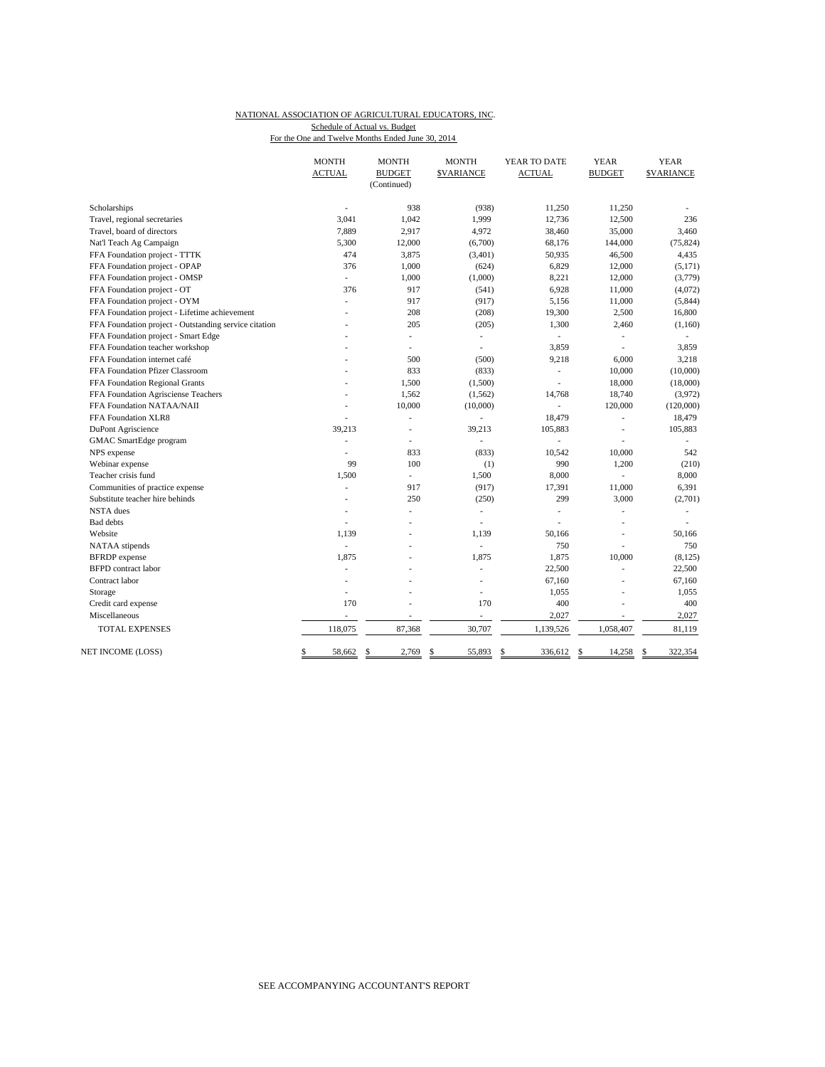NATIONAL ASSOCIATION OF AGRICULTURAL EDUCATORS, INC.

Schedule of Actual vs. Budget

For the One and Twelve Months Ended June 30, 2014

| | MONTH ACTUAL | MONTH BUDGET (Continued) | MONTH $VARIANCE | YEAR TO DATE ACTUAL | YEAR BUDGET | YEAR $VARIANCE |
|---|---|---|---|---|---|---|
| Scholarships | - | 938 | (938) | 11,250 | 11,250 | - |
| Travel, regional secretaries | 3,041 | 1,042 | 1,999 | 12,736 | 12,500 | 236 |
| Travel, board of directors | 7,889 | 2,917 | 4,972 | 38,460 | 35,000 | 3,460 |
| Nat'l Teach Ag Campaign | 5,300 | 12,000 | (6,700) | 68,176 | 144,000 | (75,824) |
| FFA Foundation project - TTTK | 474 | 3,875 | (3,401) | 50,935 | 46,500 | 4,435 |
| FFA Foundation project - OPAP | 376 | 1,000 | (624) | 6,829 | 12,000 | (5,171) |
| FFA Foundation project - OMSP | - | 1,000 | (1,000) | 8,221 | 12,000 | (3,779) |
| FFA Foundation project - OT | 376 | 917 | (541) | 6,928 | 11,000 | (4,072) |
| FFA Foundation project - OYM | - | 917 | (917) | 5,156 | 11,000 | (5,844) |
| FFA Foundation project - Lifetime achievement | - | 208 | (208) | 19,300 | 2,500 | 16,800 |
| FFA Foundation project - Outstanding service citation | - | 205 | (205) | 1,300 | 2,460 | (1,160) |
| FFA Foundation project - Smart Edge | - | - | - | - | - | - |
| FFA Foundation teacher workshop | - | - | - | 3,859 | - | 3,859 |
| FFA Foundation internet café | - | 500 | (500) | 9,218 | 6,000 | 3,218 |
| FFA Foundation Pfizer Classroom | - | 833 | (833) | - | 10,000 | (10,000) |
| FFA Foundation Regional Grants | - | 1,500 | (1,500) | - | 18,000 | (18,000) |
| FFA Foundation Agrisciense Teachers | - | 1,562 | (1,562) | 14,768 | 18,740 | (3,972) |
| FFA Foundation NATAA/NAII | - | 10,000 | (10,000) | - | 120,000 | (120,000) |
| FFA Foundation XLR8 | - | - | - | 18,479 | - | 18,479 |
| DuPont Agriscience | 39,213 | - | 39,213 | 105,883 | - | 105,883 |
| GMAC SmartEdge program | - | - | - | - | - | - |
| NPS expense | - | 833 | (833) | 10,542 | 10,000 | 542 |
| Webinar expense | 99 | 100 | (1) | 990 | 1,200 | (210) |
| Teacher crisis fund | 1,500 | - | 1,500 | 8,000 | - | 8,000 |
| Communities of practice expense | - | 917 | (917) | 17,391 | 11,000 | 6,391 |
| Substitute teacher hire behinds | - | 250 | (250) | 299 | 3,000 | (2,701) |
| NSTA dues | - | - | - | - | - | - |
| Bad debts | - | - | - | - | - | - |
| Website | 1,139 | - | 1,139 | 50,166 | - | 50,166 |
| NATAA stipends | - | - | - | 750 | - | 750 |
| BFRDP expense | 1,875 | - | 1,875 | 1,875 | 10,000 | (8,125) |
| BFPD contract labor | - | - | - | 22,500 | - | 22,500 |
| Contract labor | - | - | - | 67,160 | - | 67,160 |
| Storage | - | - | - | 1,055 | - | 1,055 |
| Credit card expense | 170 | - | 170 | 400 | - | 400 |
| Miscellaneous | - | - | - | 2,027 | - | 2,027 |
| TOTAL EXPENSES | 118,075 | 87,368 | 30,707 | 1,139,526 | 1,058,407 | 81,119 |
| NET INCOME (LOSS) | $ 58,662 | $ 2,769 | $ 55,893 | $ 336,612 | $ 14,258 | $ 322,354 |

SEE ACCOMPANYING ACCOUNTANT'S REPORT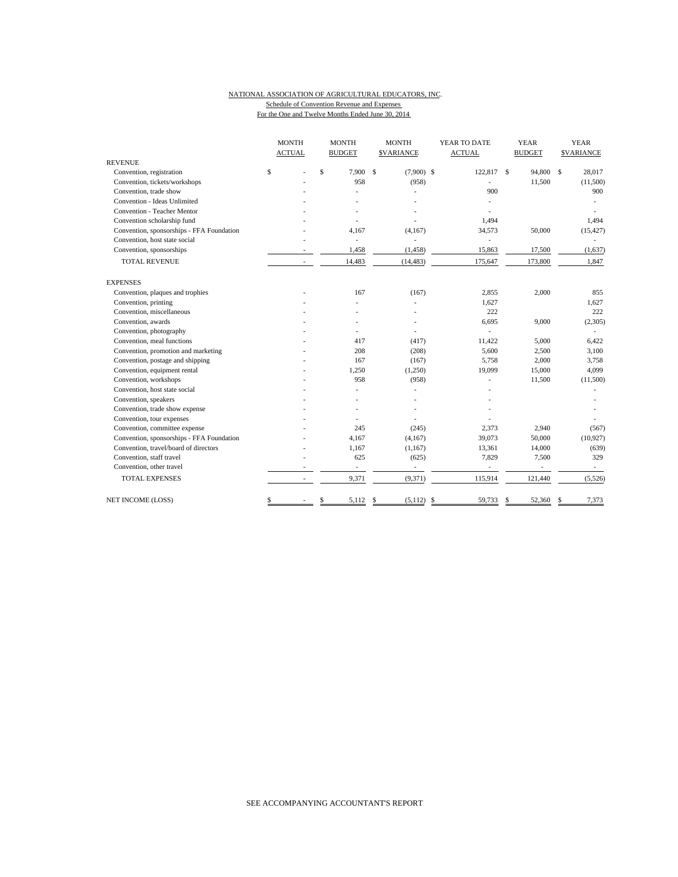NATIONAL ASSOCIATION OF AGRICULTURAL EDUCATORS, INC.

Schedule of Convention Revenue and Expenses

For the One and Twelve Months Ended June 30, 2014

| | MONTH ACTUAL | MONTH BUDGET | MONTH $VARIANCE | YEAR TO DATE ACTUAL | YEAR BUDGET | YEAR $VARIANCE |
|---|---|---|---|---|---|---|
| REVENUE | | | | | | |
| Convention, registration | $ - | $ 7,900 | $ (7,900) | $ 122,817 | $ 94,800 | $ 28,017 |
| Convention, tickets/workshops | - | 958 | (958) | - | 11,500 | (11,500) |
| Convention, trade show | - | - | - | 900 | | 900 |
| Convention - Ideas Unlimited | - | - | - | - | | - |
| Convention - Teacher Mentor | - | - | - | - | | - |
| Convention scholarship fund | - | - | - | 1,494 | | 1,494 |
| Convention, sponsorships - FFA Foundation | - | 4,167 | (4,167) | 34,573 | 50,000 | (15,427) |
| Convention, host state social | - | - | - | - | | - |
| Convention, sponsorships | - | 1,458 | (1,458) | 15,863 | 17,500 | (1,637) |
| TOTAL REVENUE | - | 14,483 | (14,483) | 175,647 | 173,800 | 1,847 |
| EXPENSES | | | | | | |
| Convention, plaques and trophies | - | 167 | (167) | 2,855 | 2,000 | 855 |
| Convention, printing | - | - | - | 1,627 | | 1,627 |
| Convention, miscellaneous | - | - | - | 222 | | 222 |
| Convention, awards | - | - | - | 6,695 | 9,000 | (2,305) |
| Convention, photography | - | - | - | - | | - |
| Convention, meal functions | - | 417 | (417) | 11,422 | 5,000 | 6,422 |
| Convention, promotion and marketing | - | 208 | (208) | 5,600 | 2,500 | 3,100 |
| Convention, postage and shipping | - | 167 | (167) | 5,758 | 2,000 | 3,758 |
| Convention, equipment rental | - | 1,250 | (1,250) | 19,099 | 15,000 | 4,099 |
| Convention, workshops | - | 958 | (958) | - | 11,500 | (11,500) |
| Convention, host state social | - | - | - | - | | - |
| Convention, speakers | - | - | - | - | | - |
| Convention, trade show expense | - | - | - | - | | - |
| Convention, tour expenses | - | - | - | - | | - |
| Convention, committee expense | - | 245 | (245) | 2,373 | 2,940 | (567) |
| Convention, sponsorships - FFA Foundation | - | 4,167 | (4,167) | 39,073 | 50,000 | (10,927) |
| Convention, travel/board of directors | - | 1,167 | (1,167) | 13,361 | 14,000 | (639) |
| Convention, staff travel | - | 625 | (625) | 7,829 | 7,500 | 329 |
| Convention, other travel | - | - | - | - | - | - |
| TOTAL EXPENSES | - | 9,371 | (9,371) | 115,914 | 121,440 | (5,526) |
| NET INCOME (LOSS) | $ - | $ 5,112 | $ (5,112) | $ 59,733 | $ 52,360 | $ 7,373 |

SEE ACCOMPANYING ACCOUNTANT'S REPORT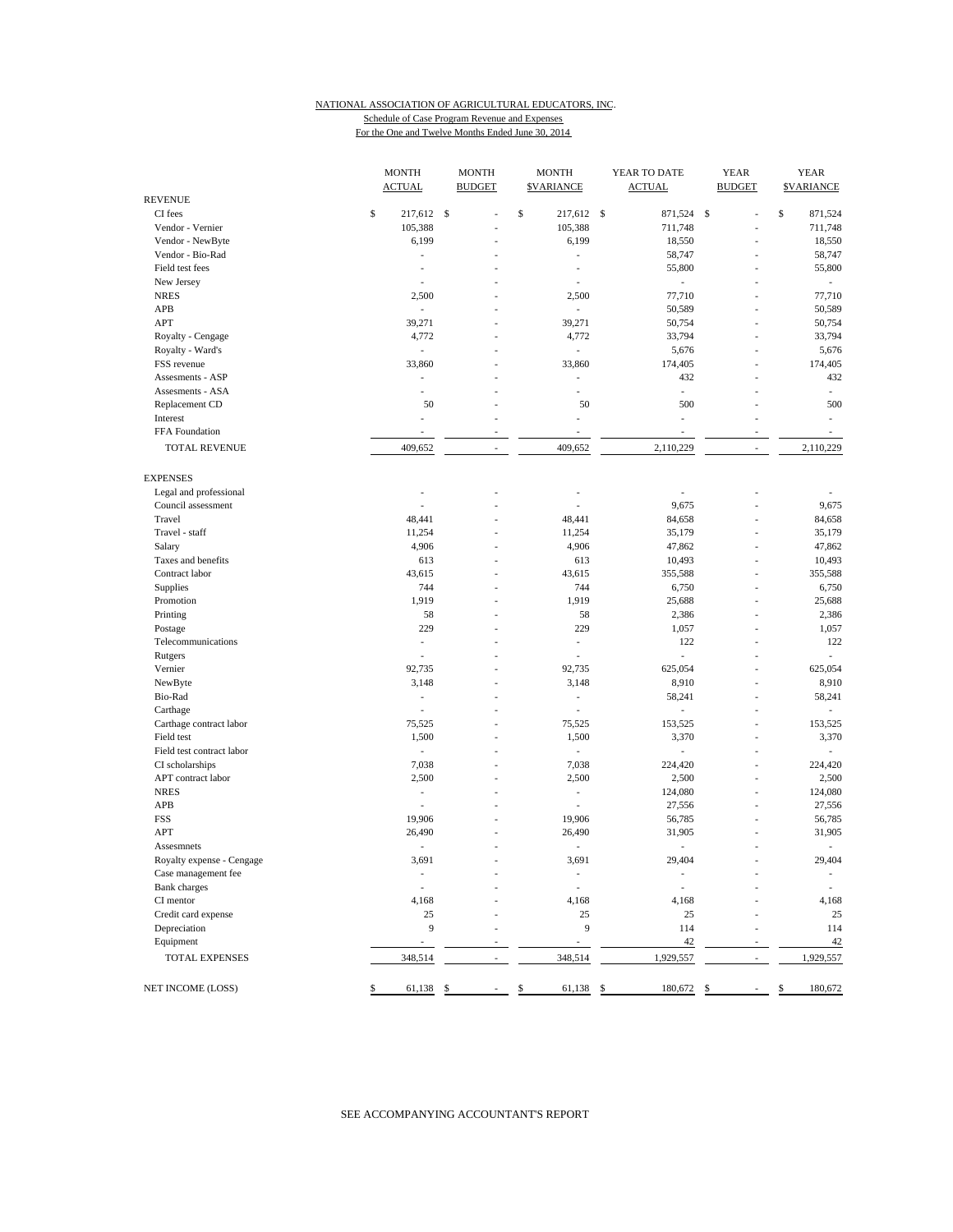NATIONAL ASSOCIATION OF AGRICULTURAL EDUCATORS, INC.
Schedule of Case Program Revenue and Expenses
For the One and Twelve Months Ended June 30, 2014

| | MONTH ACTUAL | MONTH BUDGET | MONTH $VARIANCE | YEAR TO DATE ACTUAL | YEAR BUDGET | YEAR $VARIANCE |
|---|---|---|---|---|---|---|
| REVENUE | | | | | | |
| CI fees | $ 217,612 | $ - | $ 217,612 | $ 871,524 | $ - | $ 871,524 |
| Vendor - Vernier | 105,388 | - | 105,388 | 711,748 | - | 711,748 |
| Vendor - NewByte | 6,199 | - | 6,199 | 18,550 | - | 18,550 |
| Vendor - Bio-Rad | - | - | - | 58,747 | - | 58,747 |
| Field test fees | - | - | - | 55,800 | - | 55,800 |
| New Jersey | - | - | - | - | - | - |
| NRES | 2,500 | - | 2,500 | 77,710 | - | 77,710 |
| APB | - | - | - | 50,589 | - | 50,589 |
| APT | 39,271 | - | 39,271 | 50,754 | - | 50,754 |
| Royalty - Cengage | 4,772 | - | 4,772 | 33,794 | - | 33,794 |
| Royalty - Ward's | - | - | - | 5,676 | - | 5,676 |
| FSS revenue | 33,860 | - | 33,860 | 174,405 | - | 174,405 |
| Assesments - ASP | - | - | - | 432 | - | 432 |
| Assesments - ASA | - | - | - | - | - | - |
| Replacement CD | 50 | - | 50 | 500 | - | 500 |
| Interest | - | - | - | - | - | - |
| FFA Foundation | - | - | - | - | - | - |
| TOTAL REVENUE | 409,652 | - | 409,652 | 2,110,229 | - | 2,110,229 |
| EXPENSES | | | | | | |
| Legal and professional | - | - | - | - | - | - |
| Council assessment | - | - | - | 9,675 | - | 9,675 |
| Travel | 48,441 | - | 48,441 | 84,658 | - | 84,658 |
| Travel - staff | 11,254 | - | 11,254 | 35,179 | - | 35,179 |
| Salary | 4,906 | - | 4,906 | 47,862 | - | 47,862 |
| Taxes and benefits | 613 | - | 613 | 10,493 | - | 10,493 |
| Contract labor | 43,615 | - | 43,615 | 355,588 | - | 355,588 |
| Supplies | 744 | - | 744 | 6,750 | - | 6,750 |
| Promotion | 1,919 | - | 1,919 | 25,688 | - | 25,688 |
| Printing | 58 | - | 58 | 2,386 | - | 2,386 |
| Postage | 229 | - | 229 | 1,057 | - | 1,057 |
| Telecommunications | - | - | - | 122 | - | 122 |
| Rutgers | - | - | - | - | - | - |
| Vernier | 92,735 | - | 92,735 | 625,054 | - | 625,054 |
| NewByte | 3,148 | - | 3,148 | 8,910 | - | 8,910 |
| Bio-Rad | - | - | - | 58,241 | - | 58,241 |
| Carthage | - | - | - | - | - | - |
| Carthage contract labor | 75,525 | - | 75,525 | 153,525 | - | 153,525 |
| Field test | 1,500 | - | 1,500 | 3,370 | - | 3,370 |
| Field test contract labor | - | - | - | - | - | - |
| CI scholarships | 7,038 | - | 7,038 | 224,420 | - | 224,420 |
| APT contract labor | 2,500 | - | 2,500 | 2,500 | - | 2,500 |
| NRES | - | - | - | 124,080 | - | 124,080 |
| APB | - | - | - | 27,556 | - | 27,556 |
| FSS | 19,906 | - | 19,906 | 56,785 | - | 56,785 |
| APT | 26,490 | - | 26,490 | 31,905 | - | 31,905 |
| Assesmnets | - | - | - | - | - | - |
| Royalty expense - Cengage | 3,691 | - | 3,691 | 29,404 | - | 29,404 |
| Case management fee | - | - | - | - | - | - |
| Bank charges | - | - | - | - | - | - |
| CI mentor | 4,168 | - | 4,168 | 4,168 | - | 4,168 |
| Credit card expense | 25 | - | 25 | 25 | - | 25 |
| Depreciation | 9 | - | 9 | 114 | - | 114 |
| Equipment | - | - | - | 42 | - | 42 |
| TOTAL EXPENSES | 348,514 | - | 348,514 | 1,929,557 | - | 1,929,557 |
| NET INCOME (LOSS) | $ 61,138 | $ - | $ 61,138 | $ 180,672 | $ - | $ 180,672 |

SEE ACCOMPANYING ACCOUNTANT'S REPORT